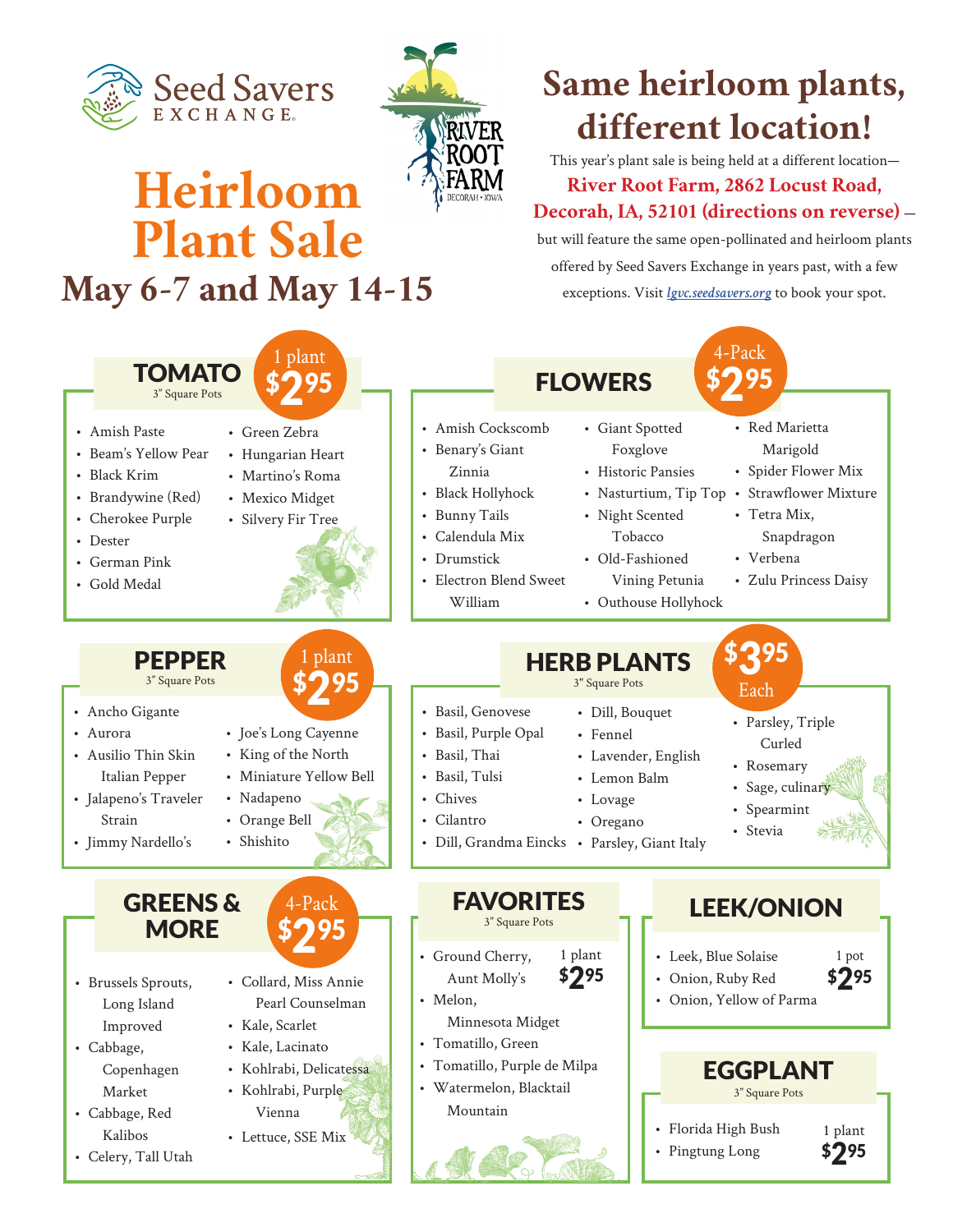Seed Savers Exchange

River Root Farm — Decorah • Iowa

# Heirloom Plant Sale

## May 6-7 and May 14-15

## Same heirloom plants, different location!

This year's plant sale is being held at a different location—**River Root Farm, 2862 Locust Road, Decorah, IA, 52101 (directions on reverse)** — but will feature the same open-pollinated and heirloom plants offered by Seed Savers Exchange in years past, with a few exceptions. Visit *lgvc.seedsavers.org* to book your spot.

### TOMATO

3" Square Pots — 1 plant $2.95

- Amish Paste
- Beam's Yellow Pear
- Black Krim
- Brandywine (Red)
- Cherokee Purple
- Dester
- German Pink
- Gold Medal
- Green Zebra
- Hungarian Heart
- Martino's Roma
- Mexico Midget
- Silvery Fir Tree

### FLOWERS

4-Pack $2.95

- Amish Cockscomb
- Benary's Giant Zinnia
- Black Hollyhock
- Bunny Tails
- Calendula Mix
- Drumstick
- Electron Blend Sweet William
- Giant Spotted Foxglove
- Historic Pansies
- Nasturtium, Tip Top
- Night Scented Tobacco
- Old-Fashioned Vining Petunia
- Outhouse Hollyhock
- Red Marietta Marigold
- Spider Flower Mix
- Strawflower Mixture
- Tetra Mix, Snapdragon
- Verbena
- Zulu Princess Daisy

### PEPPER

3" Square Pots — 1 plant $2.95

- Ancho Gigante
- Aurora
- Ausilio Thin Skin Italian Pepper
- Jalapeno's Traveler Strain
- Jimmy Nardello's
- Joe's Long Cayenne
- King of the North
- Miniature Yellow Bell
- Nadapeno
- Orange Bell
- Shishito

### HERB PLANTS

3" Square Pots — $3.95 Each

- Basil, Genovese
- Basil, Purple Opal
- Basil, Thai
- Basil, Tulsi
- Chives
- Cilantro
- Dill, Grandma Eincks
- Dill, Bouquet
- Fennel
- Lavender, English
- Lemon Balm
- Lovage
- Oregano
- Parsley, Giant Italy
- Parsley, Triple Curled
- Rosemary
- Sage, culinary
- Spearmint
- Stevia

### GREENS & MORE

4-Pack $2.95

- Brussels Sprouts, Long Island Improved
- Cabbage, Copenhagen Market
- Cabbage, Red Kalibos
- Celery, Tall Utah
- Collard, Miss Annie Pearl Counselman
- Kale, Scarlet
- Kale, Lacinato
- Kohlrabi, Delicatessa
- Kohlrabi, Purple Vienna
- Lettuce, SSE Mix

### FAVORITES

3" Square Pots — 1 plant $2.95

- Ground Cherry, Aunt Molly's
- Melon, Minnesota Midget
- Tomatillo, Green
- Tomatillo, Purple de Milpa
- Watermelon, Blacktail Mountain

### LEEK/ONION

1 pot $2.95

- Leek, Blue Solaise
- Onion, Ruby Red
- Onion, Yellow of Parma

### EGGPLANT

3" Square Pots — 1 plant $2.95

- Florida High Bush
- Pingtung Long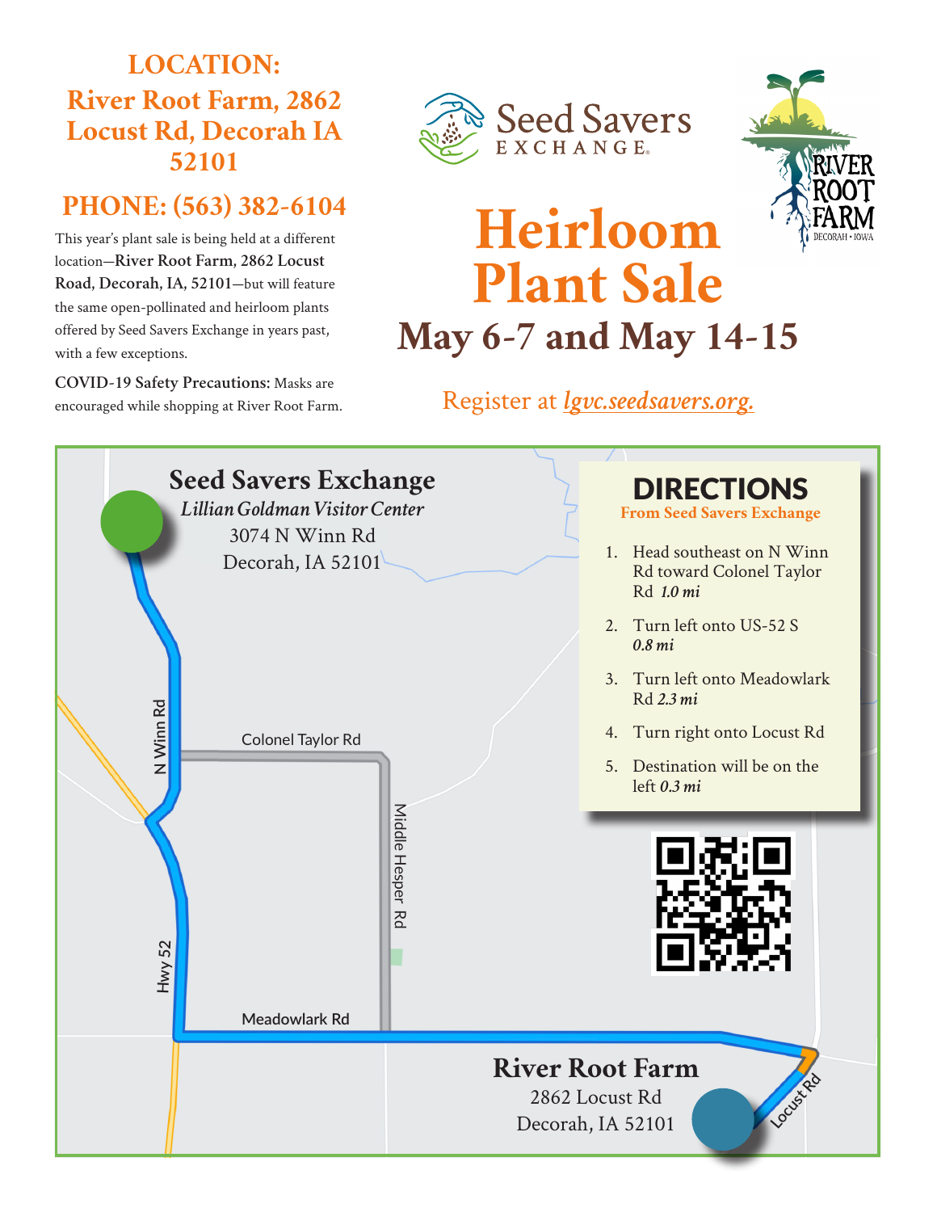## LOCATION: River Root Farm, 2862 Locust Rd, Decorah IA 52101

## PHONE: (563) 382-6104

This year's plant sale is being held at a different location—**River Root Farm, 2862 Locust Road, Decorah, IA, 52101**—but will feature the same open-pollinated and heirloom plants offered by Seed Savers Exchange in years past, with a few exceptions.

**COVID-19 Safety Precautions:** Masks are encouraged while shopping at River Root Farm.

Seed Savers EXCHANGE

RIVER ROOT FARM DECORAH • IOWA

# Heirloom Plant Sale

## May 6-7 and May 14-15

Register at *lgvc.seedsavers.org.*

**Seed Savers Exchange**
*Lillian Goldman Visitor Center*
3074 N Winn Rd
Decorah, IA 52101

## DIRECTIONS

**From Seed Savers Exchange**

1. Head southeast on N Winn Rd toward Colonel Taylor Rd *1.0 mi*
2. Turn left onto US-52 S *0.8 mi*
3. Turn left onto Meadowlark Rd *2.3 mi*
4. Turn right onto Locust Rd
5. Destination will be on the left *0.3 mi*

N Winn Rd
Colonel Taylor Rd
Middle Hesper Rd
Hwy 52
Meadowlark Rd
Locust Rd

**River Root Farm**
2862 Locust Rd
Decorah, IA 52101